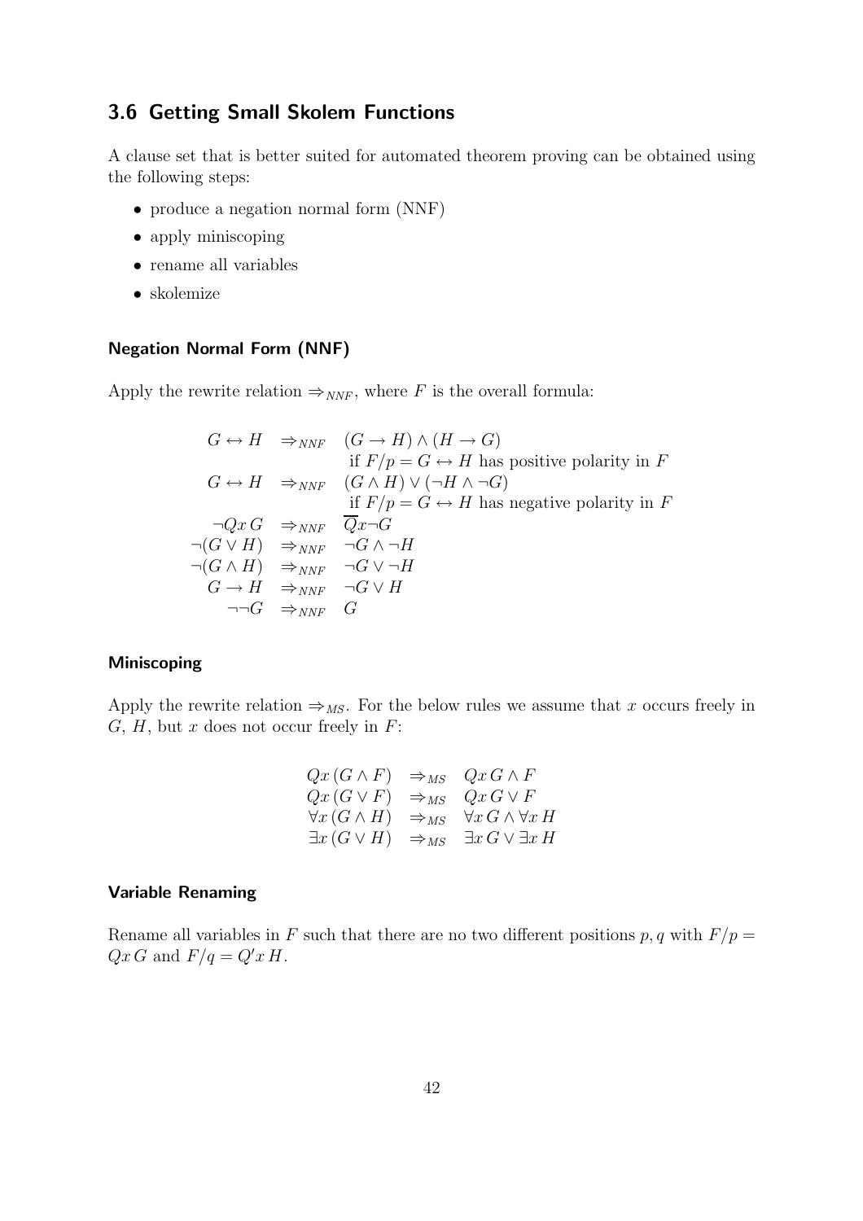## 3.6 Getting Small Skolem Functions

A clause set that is better suited for automated theorem proving can be obtained using the following steps:

- produce a negation normal form (NNF)
- apply miniscoping
- rename all variables
- skolemize

### Negation Normal Form (NNF)

Apply the rewrite relation $\Rightarrow_{NNF}$, where $F$ is the overall formula:

$$
\begin{array}{rll}
G \leftrightarrow H & \Rightarrow_{NNF} & (G \rightarrow H) \wedge (H \rightarrow G) \\
 & & \text{if } F/p = G \leftrightarrow H \text{ has positive polarity in } F \\
G \leftrightarrow H & \Rightarrow_{NNF} & (G \wedge H) \vee (\neg H \wedge \neg G) \\
 & & \text{if } F/p = G \leftrightarrow H \text{ has negative polarity in } F \\
\neg Qx\, G & \Rightarrow_{NNF} & \overline{Q}x \neg G \\
\neg(G \vee H) & \Rightarrow_{NNF} & \neg G \wedge \neg H \\
\neg(G \wedge H) & \Rightarrow_{NNF} & \neg G \vee \neg H \\
G \rightarrow H & \Rightarrow_{NNF} & \neg G \vee H \\
\neg\neg G & \Rightarrow_{NNF} & G
\end{array}
$$

### Miniscoping

Apply the rewrite relation $\Rightarrow_{MS}$. For the below rules we assume that $x$ occurs freely in $G$, $H$, but $x$ does not occur freely in $F$:

$$
\begin{array}{lll}
Qx\,(G \wedge F) & \Rightarrow_{MS} & Qx\, G \wedge F \\
Qx\,(G \vee F) & \Rightarrow_{MS} & Qx\, G \vee F \\
\forall x\,(G \wedge H) & \Rightarrow_{MS} & \forall x\, G \wedge \forall x\, H \\
\exists x\,(G \vee H) & \Rightarrow_{MS} & \exists x\, G \vee \exists x\, H
\end{array}
$$

### Variable Renaming

Rename all variables in $F$ such that there are no two different positions $p, q$ with $F/p = Qx\, G$ and $F/q = Q'x\, H$.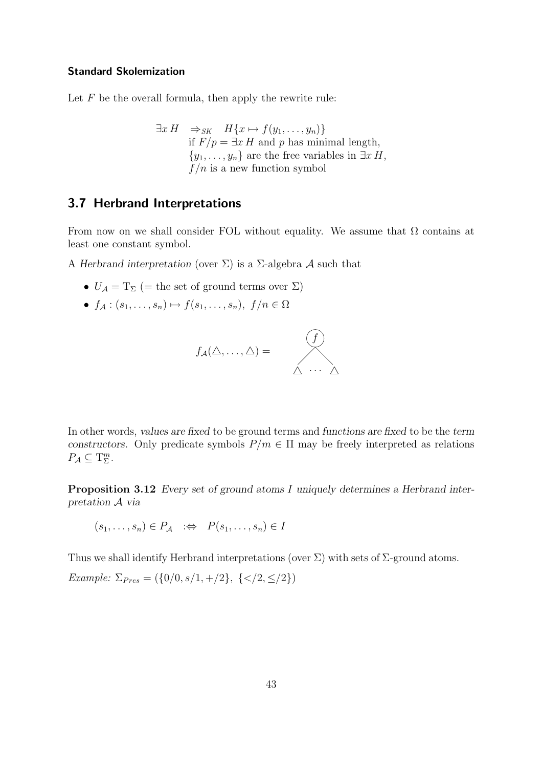### Standard Skolemization

Let $F$ be the overall formula, then apply the rewrite rule:

$$\begin{aligned} \exists x\, H \quad \Rightarrow_{SK} \quad & H\{x \mapsto f(y_1, \ldots, y_n)\} \\ & \text{if } F/p = \exists x\, H \text{ and } p \text{ has minimal length,} \\ & \{y_1, \ldots, y_n\} \text{ are the free variables in } \exists x\, H, \\ & f/n \text{ is a new function symbol} \end{aligned}$$

## 3.7 Herbrand Interpretations

From now on we shall consider FOL without equality. We assume that $\Omega$ contains at least one constant symbol.

A *Herbrand interpretation* (over $\Sigma$) is a $\Sigma$-algebra $\mathcal{A}$ such that

- $U_{\mathcal{A}} = \mathrm{T}_\Sigma$ (= the set of ground terms over $\Sigma$)
- $f_{\mathcal{A}} : (s_1, \ldots, s_n) \mapsto f(s_1, \ldots, s_n),\ f/n \in \Omega$

$$f_{\mathcal{A}}(\triangle, \ldots, \triangle) = \quad f(\triangle \cdots \triangle)$$

In other words, *values are fixed* to be ground terms and *functions are fixed* to be the *term constructors*. Only predicate symbols $P/m \in \Pi$ may be freely interpreted as relations $P_{\mathcal{A}} \subseteq \mathrm{T}_\Sigma^m$.

**Proposition 3.12** *Every set of ground atoms $I$ uniquely determines a Herbrand interpretation $\mathcal{A}$ via*

$$(s_1, \ldots, s_n) \in P_{\mathcal{A}} \quad :\Leftrightarrow \quad P(s_1, \ldots, s_n) \in I$$

Thus we shall identify Herbrand interpretations (over $\Sigma$) with sets of $\Sigma$-ground atoms.

*Example:* $\Sigma_{Pres} = (\{0/0, s/1, +/2\},\ \{</2, \leq/2\})$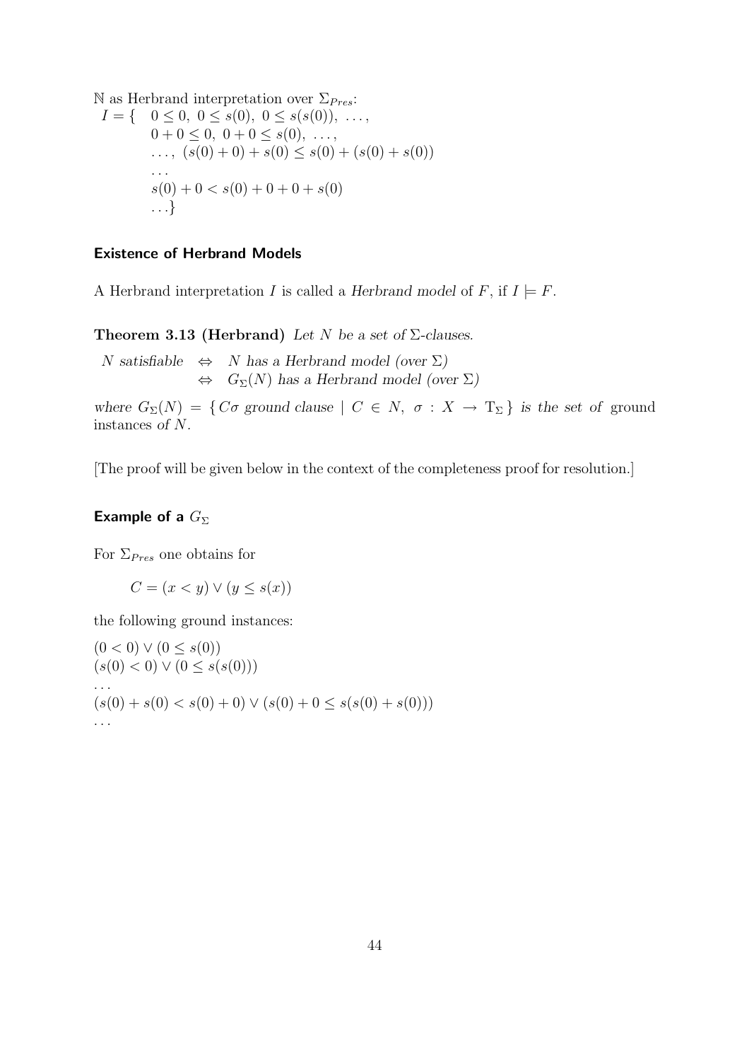$\mathbb{N}$ as Herbrand interpretation over $\Sigma_{Pres}$:

$$
\begin{aligned}
I = \{ \;\; & 0 \leq 0,\ 0 \leq s(0),\ 0 \leq s(s(0)),\ \ldots, \\
& 0 + 0 \leq 0,\ 0 + 0 \leq s(0),\ \ldots, \\
& \ldots,\ (s(0) + 0) + s(0) \leq s(0) + (s(0) + s(0)) \\
& \ldots \\
& s(0) + 0 < s(0) + 0 + 0 + s(0) \\
& \ldots \}
\end{aligned}
$$

### Existence of Herbrand Models

A Herbrand interpretation $I$ is called a *Herbrand model* of $F$, if $I \models F$.

**Theorem 3.13 (Herbrand)** *Let $N$ be a set of $\Sigma$-clauses.*

$$
\begin{aligned}
N \text{ satisfiable} \quad & \Leftrightarrow \quad N \text{ has a Herbrand model (over } \Sigma) \\
& \Leftrightarrow \quad G_\Sigma(N) \text{ has a Herbrand model (over } \Sigma)
\end{aligned}
$$

*where $G_\Sigma(N) = \{ C\sigma \text{ ground clause} \mid C \in N,\ \sigma : X \to \mathrm{T}_\Sigma \}$ is the set of* ground instances *of $N$.*

[The proof will be given below in the context of the completeness proof for resolution.]

### Example of a $G_\Sigma$

For $\Sigma_{Pres}$ one obtains for

$$C = (x < y) \vee (y \leq s(x))$$

the following ground instances:

$(0 < 0) \vee (0 \leq s(0))$
$(s(0) < 0) \vee (0 \leq s(s(0)))$
$\ldots$
$(s(0) + s(0) < s(0) + 0) \vee (s(0) + 0 \leq s(s(0) + s(0)))$
$\ldots$